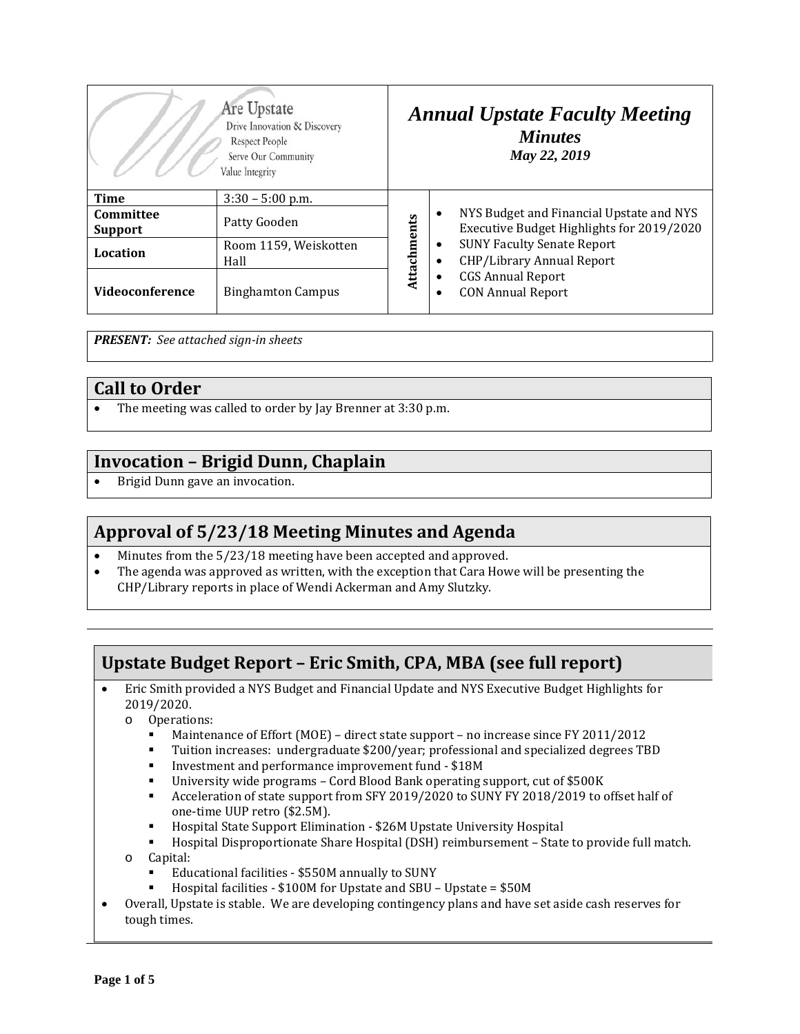We Are Upstate
Drive Innovation & Discovery
Respect People
Serve Our Community
Value Integrity

# *Annual Upstate Faculty Meeting*
## *Minutes*
*May 22, 2019*

| | |
|---|---|
| **Time** | 3:30 – 5:00 p.m. |
| **Committee Support** | Patty Gooden |
| **Location** | Room 1159, Weiskotten Hall |
| **Videoconference** | Binghamton Campus |

**Attachments**
- NYS Budget and Financial Upstate and NYS Executive Budget Highlights for 2019/2020
- SUNY Faculty Senate Report
- CHP/Library Annual Report
- CGS Annual Report
- CON Annual Report

***PRESENT:*** *See attached sign-in sheets*

## Call to Order

- The meeting was called to order by Jay Brenner at 3:30 p.m.

## Invocation – Brigid Dunn, Chaplain

- Brigid Dunn gave an invocation.

## Approval of 5/23/18 Meeting Minutes and Agenda

- Minutes from the 5/23/18 meeting have been accepted and approved.
- The agenda was approved as written, with the exception that Cara Howe will be presenting the CHP/Library reports in place of Wendi Ackerman and Amy Slutzky.

## Upstate Budget Report – Eric Smith, CPA, MBA (see full report)

- Eric Smith provided a NYS Budget and Financial Update and NYS Executive Budget Highlights for 2019/2020.
  - Operations:
    - Maintenance of Effort (MOE) – direct state support – no increase since FY 2011/2012
    - Tuition increases: undergraduate $200/year; professional and specialized degrees TBD
    - Investment and performance improvement fund - $18M
    - University wide programs – Cord Blood Bank operating support, cut of $500K
    - Acceleration of state support from SFY 2019/2020 to SUNY FY 2018/2019 to offset half of one-time UUP retro ($2.5M).
    - Hospital State Support Elimination - $26M Upstate University Hospital
    - Hospital Disproportionate Share Hospital (DSH) reimbursement – State to provide full match.
  - Capital:
    - Educational facilities - $550M annually to SUNY
    - Hospital facilities - $100M for Upstate and SBU – Upstate = $50M
- Overall, Upstate is stable. We are developing contingency plans and have set aside cash reserves for tough times.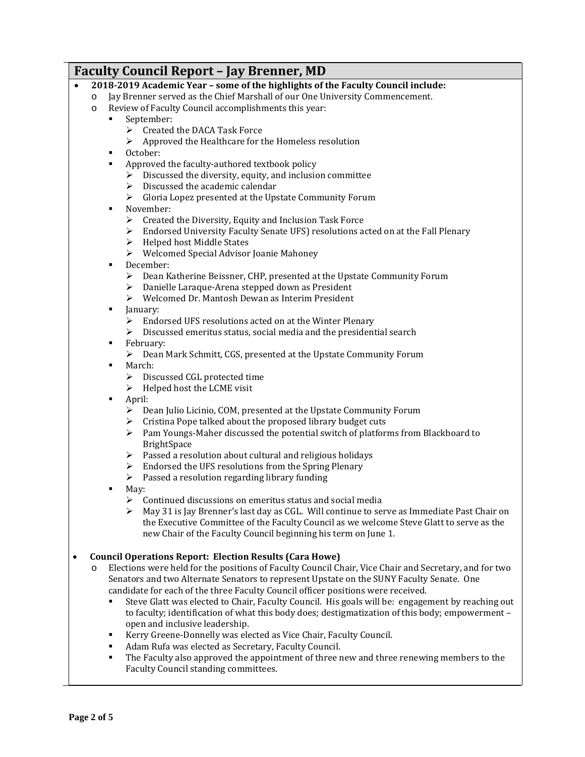## Faculty Council Report – Jay Brenner, MD

- **2018-2019 Academic Year – some of the highlights of the Faculty Council include:**
  - Jay Brenner served as the Chief Marshall of our One University Commencement.
  - Review of Faculty Council accomplishments this year:
    - September:
      - Created the DACA Task Force
      - Approved the Healthcare for the Homeless resolution
    - October:
    - Approved the faculty-authored textbook policy
      - Discussed the diversity, equity, and inclusion committee
      - Discussed the academic calendar
      - Gloria Lopez presented at the Upstate Community Forum
    - November:
      - Created the Diversity, Equity and Inclusion Task Force
      - Endorsed University Faculty Senate UFS) resolutions acted on at the Fall Plenary
      - Helped host Middle States
      - Welcomed Special Advisor Joanie Mahoney
    - December:
      - Dean Katherine Beissner, CHP, presented at the Upstate Community Forum
      - Danielle Laraque-Arena stepped down as President
      - Welcomed Dr. Mantosh Dewan as Interim President
    - January:
      - Endorsed UFS resolutions acted on at the Winter Plenary
      - Discussed emeritus status, social media and the presidential search
    - February:
      - Dean Mark Schmitt, CGS, presented at the Upstate Community Forum
    - March:
      - Discussed CGL protected time
      - Helped host the LCME visit
    - April:
      - Dean Julio Licinio, COM, presented at the Upstate Community Forum
      - Cristina Pope talked about the proposed library budget cuts
      - Pam Youngs-Maher discussed the potential switch of platforms from Blackboard to BrightSpace
      - Passed a resolution about cultural and religious holidays
      - Endorsed the UFS resolutions from the Spring Plenary
      - Passed a resolution regarding library funding
    - May:
      - Continued discussions on emeritus status and social media
      - May 31 is Jay Brenner's last day as CGL. Will continue to serve as Immediate Past Chair on the Executive Committee of the Faculty Council as we welcome Steve Glatt to serve as the new Chair of the Faculty Council beginning his term on June 1.

- **Council Operations Report: Election Results (Cara Howe)**
  - Elections were held for the positions of Faculty Council Chair, Vice Chair and Secretary, and for two Senators and two Alternate Senators to represent Upstate on the SUNY Faculty Senate. One candidate for each of the three Faculty Council officer positions were received.
    - Steve Glatt was elected to Chair, Faculty Council. His goals will be: engagement by reaching out to faculty; identification of what this body does; destigmatization of this body; empowerment – open and inclusive leadership.
    - Kerry Greene-Donnelly was elected as Vice Chair, Faculty Council.
    - Adam Rufa was elected as Secretary, Faculty Council.
    - The Faculty also approved the appointment of three new and three renewing members to the Faculty Council standing committees.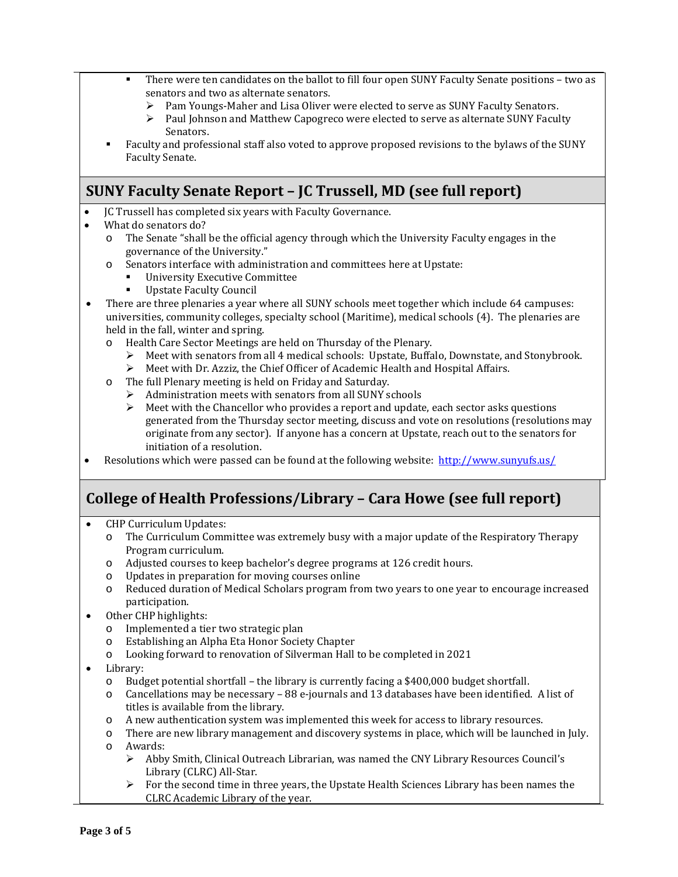- There were ten candidates on the ballot to fill four open SUNY Faculty Senate positions – two as senators and two as alternate senators.
  - Pam Youngs-Maher and Lisa Oliver were elected to serve as SUNY Faculty Senators.
  - Paul Johnson and Matthew Capogreco were elected to serve as alternate SUNY Faculty Senators.
- Faculty and professional staff also voted to approve proposed revisions to the bylaws of the SUNY Faculty Senate.

## SUNY Faculty Senate Report – JC Trussell, MD (see full report)

- JC Trussell has completed six years with Faculty Governance.
- What do senators do?
  - The Senate "shall be the official agency through which the University Faculty engages in the governance of the University."
  - Senators interface with administration and committees here at Upstate:
    - University Executive Committee
    - Upstate Faculty Council
- There are three plenaries a year where all SUNY schools meet together which include 64 campuses: universities, community colleges, specialty school (Maritime), medical schools (4). The plenaries are held in the fall, winter and spring.
  - Health Care Sector Meetings are held on Thursday of the Plenary.
    - Meet with senators from all 4 medical schools: Upstate, Buffalo, Downstate, and Stonybrook.
    - Meet with Dr. Azziz, the Chief Officer of Academic Health and Hospital Affairs.
  - The full Plenary meeting is held on Friday and Saturday.
    - Administration meets with senators from all SUNY schools
    - Meet with the Chancellor who provides a report and update, each sector asks questions generated from the Thursday sector meeting, discuss and vote on resolutions (resolutions may originate from any sector). If anyone has a concern at Upstate, reach out to the senators for initiation of a resolution.
- Resolutions which were passed can be found at the following website: http://www.sunyufs.us/

## College of Health Professions/Library – Cara Howe (see full report)

- CHP Curriculum Updates:
  - The Curriculum Committee was extremely busy with a major update of the Respiratory Therapy Program curriculum.
  - Adjusted courses to keep bachelor's degree programs at 126 credit hours.
  - Updates in preparation for moving courses online
  - Reduced duration of Medical Scholars program from two years to one year to encourage increased participation.
- Other CHP highlights:
  - Implemented a tier two strategic plan
  - Establishing an Alpha Eta Honor Society Chapter
  - Looking forward to renovation of Silverman Hall to be completed in 2021
- Library:
  - Budget potential shortfall – the library is currently facing a $400,000 budget shortfall.
  - Cancellations may be necessary – 88 e-journals and 13 databases have been identified. A list of titles is available from the library.
  - A new authentication system was implemented this week for access to library resources.
  - There are new library management and discovery systems in place, which will be launched in July.
  - Awards:
    - Abby Smith, Clinical Outreach Librarian, was named the CNY Library Resources Council's Library (CLRC) All-Star.
    - For the second time in three years, the Upstate Health Sciences Library has been names the CLRC Academic Library of the year.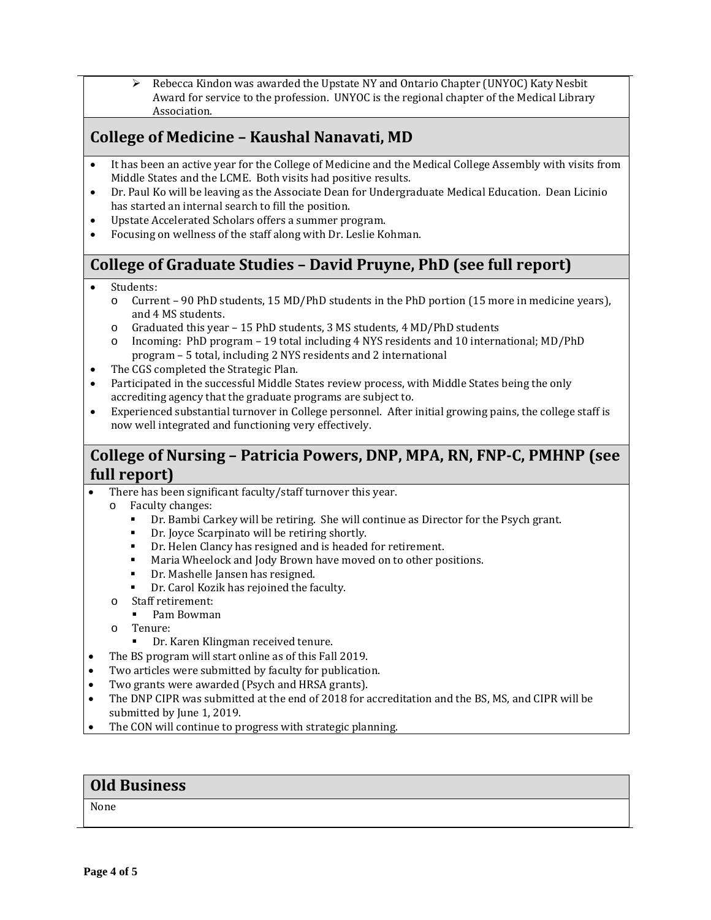- Rebecca Kindon was awarded the Upstate NY and Ontario Chapter (UNYOC) Katy Nesbit Award for service to the profession. UNYOC is the regional chapter of the Medical Library Association.

## College of Medicine – Kaushal Nanavati, MD

- It has been an active year for the College of Medicine and the Medical College Assembly with visits from Middle States and the LCME. Both visits had positive results.
- Dr. Paul Ko will be leaving as the Associate Dean for Undergraduate Medical Education. Dean Licinio has started an internal search to fill the position.
- Upstate Accelerated Scholars offers a summer program.
- Focusing on wellness of the staff along with Dr. Leslie Kohman.

## College of Graduate Studies – David Pruyne, PhD (see full report)

- Students:
  - Current – 90 PhD students, 15 MD/PhD students in the PhD portion (15 more in medicine years), and 4 MS students.
  - Graduated this year – 15 PhD students, 3 MS students, 4 MD/PhD students
  - Incoming: PhD program – 19 total including 4 NYS residents and 10 international; MD/PhD program – 5 total, including 2 NYS residents and 2 international
- The CGS completed the Strategic Plan.
- Participated in the successful Middle States review process, with Middle States being the only accrediting agency that the graduate programs are subject to.
- Experienced substantial turnover in College personnel. After initial growing pains, the college staff is now well integrated and functioning very effectively.

## College of Nursing – Patricia Powers, DNP, MPA, RN, FNP-C, PMHNP (see full report)

- There has been significant faculty/staff turnover this year.
  - Faculty changes:
    - Dr. Bambi Carkey will be retiring. She will continue as Director for the Psych grant.
    - Dr. Joyce Scarpinato will be retiring shortly.
    - Dr. Helen Clancy has resigned and is headed for retirement.
    - Maria Wheelock and Jody Brown have moved on to other positions.
    - Dr. Mashelle Jansen has resigned.
    - Dr. Carol Kozik has rejoined the faculty.
  - Staff retirement:
    - Pam Bowman
  - Tenure:
    - Dr. Karen Klingman received tenure.
- The BS program will start online as of this Fall 2019.
- Two articles were submitted by faculty for publication.
- Two grants were awarded (Psych and HRSA grants).
- The DNP CIPR was submitted at the end of 2018 for accreditation and the BS, MS, and CIPR will be submitted by June 1, 2019.
- The CON will continue to progress with strategic planning.

## Old Business

None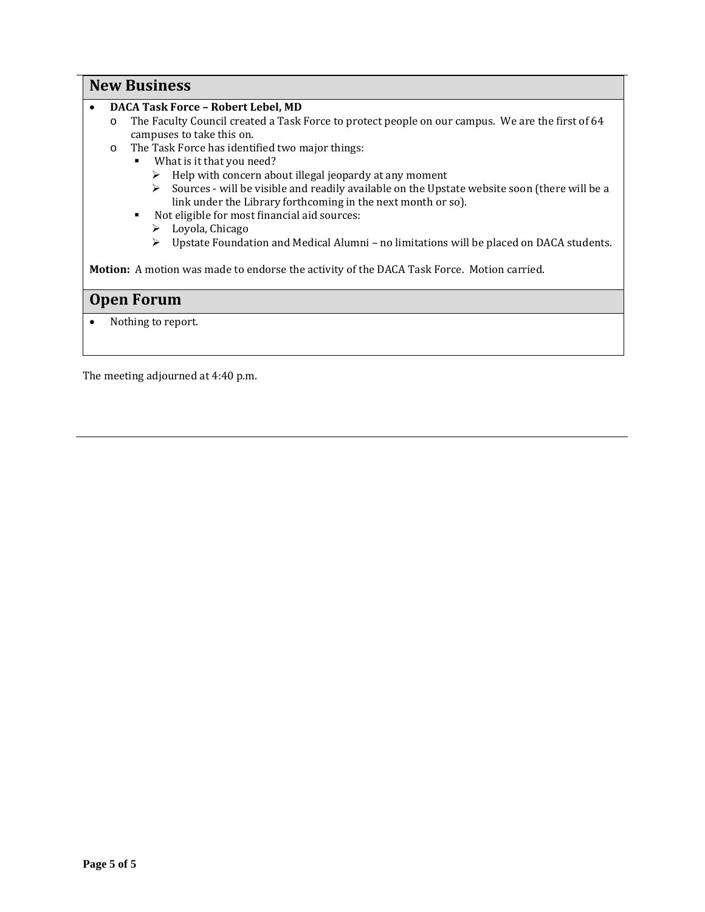## New Business

- **DACA Task Force – Robert Lebel, MD**
  - The Faculty Council created a Task Force to protect people on our campus. We are the first of 64 campuses to take this on.
  - The Task Force has identified two major things:
    - What is it that you need?
      - Help with concern about illegal jeopardy at any moment
      - Sources - will be visible and readily available on the Upstate website soon (there will be a link under the Library forthcoming in the next month or so).
    - Not eligible for most financial aid sources:
      - Loyola, Chicago
      - Upstate Foundation and Medical Alumni – no limitations will be placed on DACA students.

**Motion:** A motion was made to endorse the activity of the DACA Task Force. Motion carried.

## Open Forum

- Nothing to report.

The meeting adjourned at 4:40 p.m.